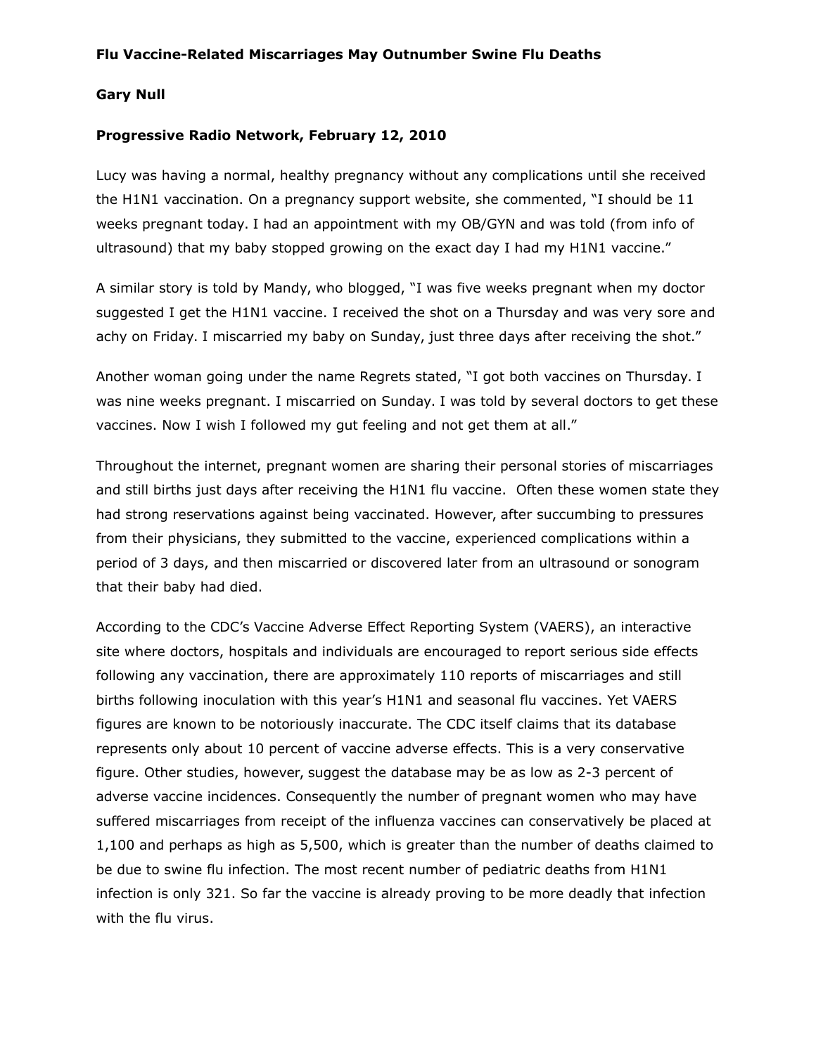**Flu Vaccine-Related Miscarriages May Outnumber Swine Flu Deaths**

**Gary Null**

**Progressive Radio Network, February 12, 2010**

Lucy was having a normal, healthy pregnancy without any complications until she received the H1N1 vaccination. On a pregnancy support website, she commented, "I should be 11 weeks pregnant today. I had an appointment with my OB/GYN and was told (from info of ultrasound) that my baby stopped growing on the exact day I had my H1N1 vaccine."

A similar story is told by Mandy, who blogged, "I was five weeks pregnant when my doctor suggested I get the H1N1 vaccine. I received the shot on a Thursday and was very sore and achy on Friday. I miscarried my baby on Sunday, just three days after receiving the shot."

Another woman going under the name Regrets stated, "I got both vaccines on Thursday. I was nine weeks pregnant. I miscarried on Sunday. I was told by several doctors to get these vaccines. Now I wish I followed my gut feeling and not get them at all."

Throughout the internet, pregnant women are sharing their personal stories of miscarriages and still births just days after receiving the H1N1 flu vaccine. Often these women state they had strong reservations against being vaccinated. However, after succumbing to pressures from their physicians, they submitted to the vaccine, experienced complications within a period of 3 days, and then miscarried or discovered later from an ultrasound or sonogram that their baby had died.

According to the CDC's Vaccine Adverse Effect Reporting System (VAERS), an interactive site where doctors, hospitals and individuals are encouraged to report serious side effects following any vaccination, there are approximately 110 reports of miscarriages and still births following inoculation with this year's H1N1 and seasonal flu vaccines. Yet VAERS figures are known to be notoriously inaccurate. The CDC itself claims that its database represents only about 10 percent of vaccine adverse effects. This is a very conservative figure. Other studies, however, suggest the database may be as low as 2-3 percent of adverse vaccine incidences. Consequently the number of pregnant women who may have suffered miscarriages from receipt of the influenza vaccines can conservatively be placed at 1,100 and perhaps as high as 5,500, which is greater than the number of deaths claimed to be due to swine flu infection. The most recent number of pediatric deaths from H1N1 infection is only 321. So far the vaccine is already proving to be more deadly that infection with the flu virus.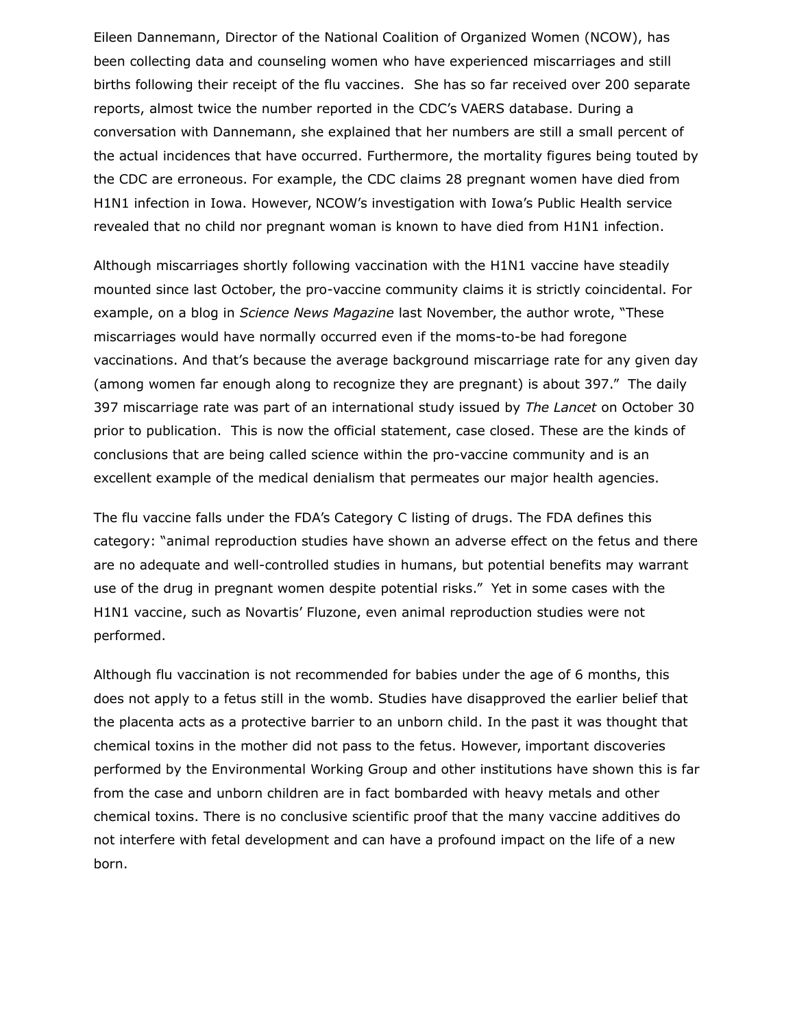Eileen Dannemann, Director of the National Coalition of Organized Women (NCOW), has been collecting data and counseling women who have experienced miscarriages and still births following their receipt of the flu vaccines. She has so far received over 200 separate reports, almost twice the number reported in the CDC's VAERS database. During a conversation with Dannemann, she explained that her numbers are still a small percent of the actual incidences that have occurred. Furthermore, the mortality figures being touted by the CDC are erroneous. For example, the CDC claims 28 pregnant women have died from H1N1 infection in Iowa. However, NCOW's investigation with Iowa's Public Health service revealed that no child nor pregnant woman is known to have died from H1N1 infection.

Although miscarriages shortly following vaccination with the H1N1 vaccine have steadily mounted since last October, the pro-vaccine community claims it is strictly coincidental. For example, on a blog in *Science News Magazine* last November, the author wrote, "These miscarriages would have normally occurred even if the moms-to-be had foregone vaccinations. And that's because the average background miscarriage rate for any given day (among women far enough along to recognize they are pregnant) is about 397." The daily 397 miscarriage rate was part of an international study issued by *The Lancet* on October 30 prior to publication. This is now the official statement, case closed. These are the kinds of conclusions that are being called science within the pro-vaccine community and is an excellent example of the medical denialism that permeates our major health agencies.

The flu vaccine falls under the FDA's Category C listing of drugs. The FDA defines this category: "animal reproduction studies have shown an adverse effect on the fetus and there are no adequate and well-controlled studies in humans, but potential benefits may warrant use of the drug in pregnant women despite potential risks." Yet in some cases with the H1N1 vaccine, such as Novartis' Fluzone, even animal reproduction studies were not performed.

Although flu vaccination is not recommended for babies under the age of 6 months, this does not apply to a fetus still in the womb. Studies have disapproved the earlier belief that the placenta acts as a protective barrier to an unborn child. In the past it was thought that chemical toxins in the mother did not pass to the fetus. However, important discoveries performed by the Environmental Working Group and other institutions have shown this is far from the case and unborn children are in fact bombarded with heavy metals and other chemical toxins. There is no conclusive scientific proof that the many vaccine additives do not interfere with fetal development and can have a profound impact on the life of a new born.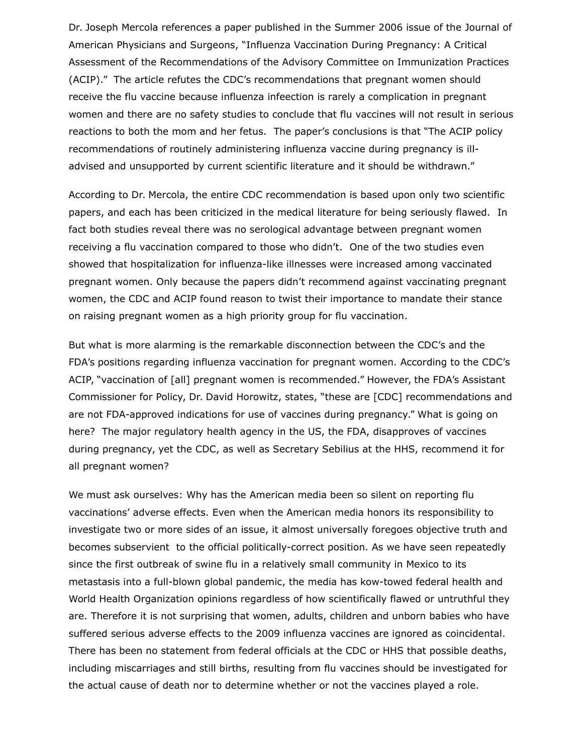Dr. Joseph Mercola references a paper published in the Summer 2006 issue of the Journal of American Physicians and Surgeons, "Influenza Vaccination During Pregnancy: A Critical Assessment of the Recommendations of the Advisory Committee on Immunization Practices (ACIP)." The article refutes the CDC's recommendations that pregnant women should receive the flu vaccine because influenza infeection is rarely a complication in pregnant women and there are no safety studies to conclude that flu vaccines will not result in serious reactions to both the mom and her fetus. The paper's conclusions is that "The ACIP policy recommendations of routinely administering influenza vaccine during pregnancy is ill-advised and unsupported by current scientific literature and it should be withdrawn."

According to Dr. Mercola, the entire CDC recommendation is based upon only two scientific papers, and each has been criticized in the medical literature for being seriously flawed. In fact both studies reveal there was no serological advantage between pregnant women receiving a flu vaccination compared to those who didn't. One of the two studies even showed that hospitalization for influenza-like illnesses were increased among vaccinated pregnant women. Only because the papers didn't recommend against vaccinating pregnant women, the CDC and ACIP found reason to twist their importance to mandate their stance on raising pregnant women as a high priority group for flu vaccination.

But what is more alarming is the remarkable disconnection between the CDC's and the FDA's positions regarding influenza vaccination for pregnant women. According to the CDC's ACIP, "vaccination of [all] pregnant women is recommended." However, the FDA's Assistant Commissioner for Policy, Dr. David Horowitz, states, "these are [CDC] recommendations and are not FDA-approved indications for use of vaccines during pregnancy." What is going on here? The major regulatory health agency in the US, the FDA, disapproves of vaccines during pregnancy, yet the CDC, as well as Secretary Sebilius at the HHS, recommend it for all pregnant women?

We must ask ourselves: Why has the American media been so silent on reporting flu vaccinations' adverse effects. Even when the American media honors its responsibility to investigate two or more sides of an issue, it almost universally foregoes objective truth and becomes subservient to the official politically-correct position. As we have seen repeatedly since the first outbreak of swine flu in a relatively small community in Mexico to its metastasis into a full-blown global pandemic, the media has kow-towed federal health and World Health Organization opinions regardless of how scientifically flawed or untruthful they are. Therefore it is not surprising that women, adults, children and unborn babies who have suffered serious adverse effects to the 2009 influenza vaccines are ignored as coincidental. There has been no statement from federal officials at the CDC or HHS that possible deaths, including miscarriages and still births, resulting from flu vaccines should be investigated for the actual cause of death nor to determine whether or not the vaccines played a role.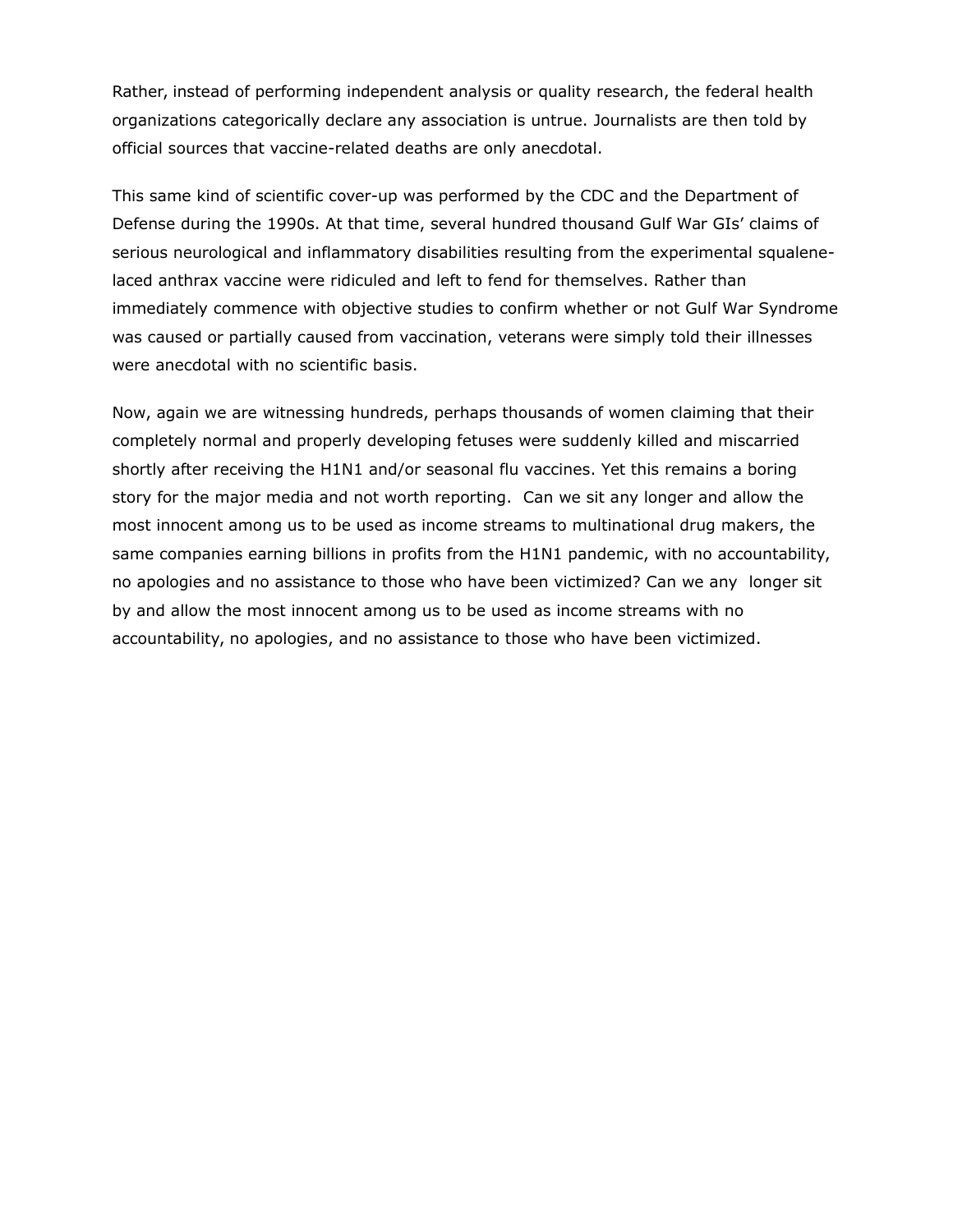Rather, instead of performing independent analysis or quality research, the federal health organizations categorically declare any association is untrue. Journalists are then told by official sources that vaccine-related deaths are only anecdotal.

This same kind of scientific cover-up was performed by the CDC and the Department of Defense during the 1990s. At that time, several hundred thousand Gulf War GIs' claims of serious neurological and inflammatory disabilities resulting from the experimental squalene-laced anthrax vaccine were ridiculed and left to fend for themselves. Rather than immediately commence with objective studies to confirm whether or not Gulf War Syndrome was caused or partially caused from vaccination, veterans were simply told their illnesses were anecdotal with no scientific basis.

Now, again we are witnessing hundreds, perhaps thousands of women claiming that their completely normal and properly developing fetuses were suddenly killed and miscarried shortly after receiving the H1N1 and/or seasonal flu vaccines. Yet this remains a boring story for the major media and not worth reporting. Can we sit any longer and allow the most innocent among us to be used as income streams to multinational drug makers, the same companies earning billions in profits from the H1N1 pandemic, with no accountability, no apologies and no assistance to those who have been victimized? Can we any longer sit by and allow the most innocent among us to be used as income streams with no accountability, no apologies, and no assistance to those who have been victimized.